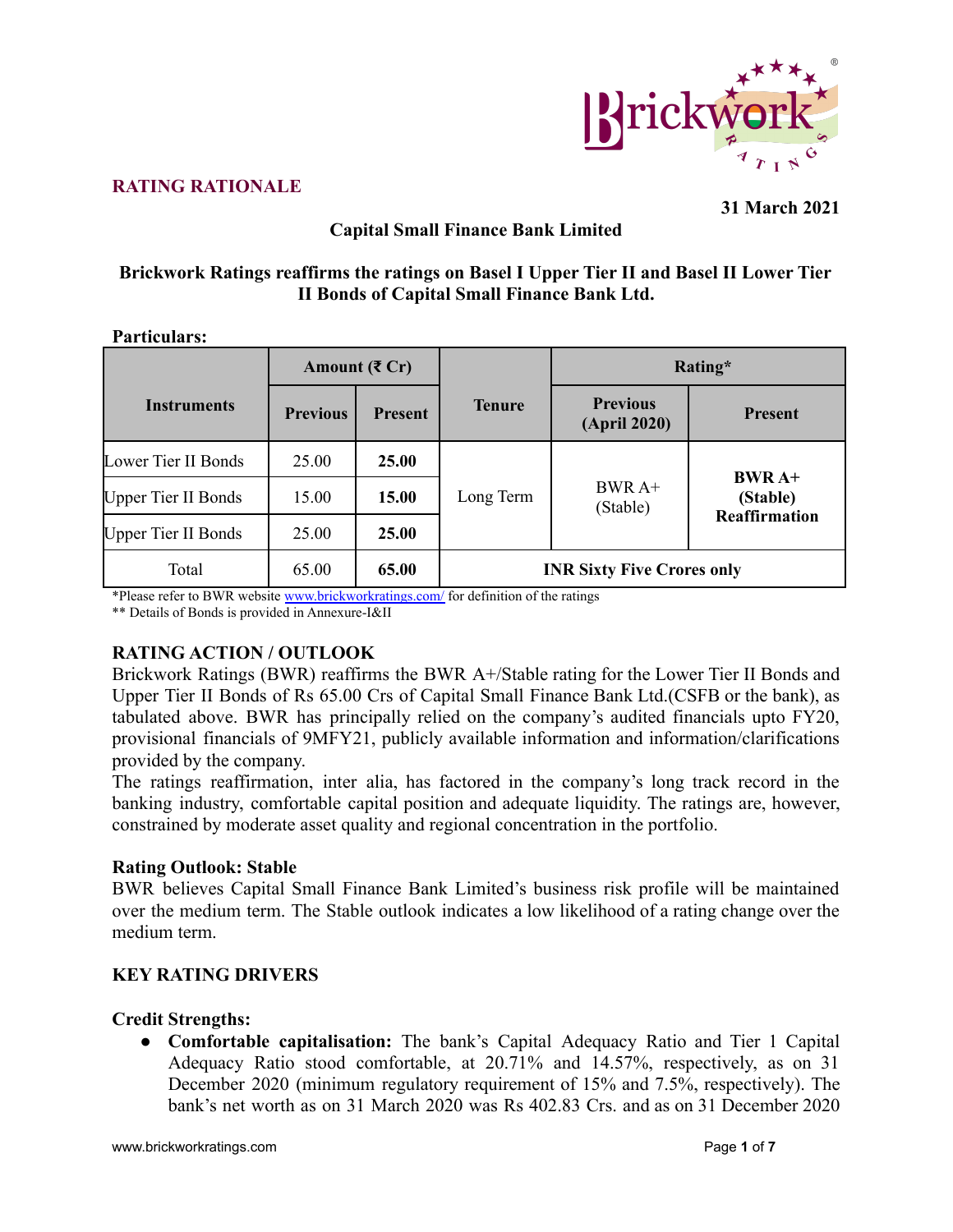## RATING RATIONALE

**31 March 2021**

**Capital Small Finance Bank Limited**

**Brickwork Ratings reaffirms the ratings on Basel I Upper Tier II and Basel II Lower Tier II Bonds of Capital Small Finance Bank Ltd.**

**Particulars:**

| Instruments | Amount (₹ Cr) | | Tenure | Rating* | |
|---|---|---|---|---|---|
| | Previous | Present | | Previous (April 2020) | Present |
| Lower Tier II Bonds | 25.00 | **25.00** | Long Term | BWR A+ (Stable) | **BWR A+ (Stable) Reaffirmation** |
| Upper Tier II Bonds | 15.00 | **15.00** | | | |
| Upper Tier II Bonds | 25.00 | **25.00** | | | |
| Total | 65.00 | **65.00** | **INR Sixty Five Crores only** | | |

*Please refer to BWR website www.brickworkratings.com/ for definition of the ratings

** Details of Bonds is provided in Annexure-I&II

## RATING ACTION / OUTLOOK

Brickwork Ratings (BWR) reaffirms the BWR A+/Stable rating for the Lower Tier II Bonds and Upper Tier II Bonds of Rs 65.00 Crs of Capital Small Finance Bank Ltd.(CSFB or the bank), as tabulated above. BWR has principally relied on the company's audited financials upto FY20, provisional financials of 9MFY21, publicly available information and information/clarifications provided by the company.

The ratings reaffirmation, inter alia, has factored in the company's long track record in the banking industry, comfortable capital position and adequate liquidity. The ratings are, however, constrained by moderate asset quality and regional concentration in the portfolio.

### Rating Outlook: Stable

BWR believes Capital Small Finance Bank Limited's business risk profile will be maintained over the medium term. The Stable outlook indicates a low likelihood of a rating change over the medium term.

## KEY RATING DRIVERS

### Credit Strengths:

- **Comfortable capitalisation:** The bank's Capital Adequacy Ratio and Tier 1 Capital Adequacy Ratio stood comfortable, at 20.71% and 14.57%, respectively, as on 31 December 2020 (minimum regulatory requirement of 15% and 7.5%, respectively). The bank's net worth as on 31 March 2020 was Rs 402.83 Crs. and as on 31 December 2020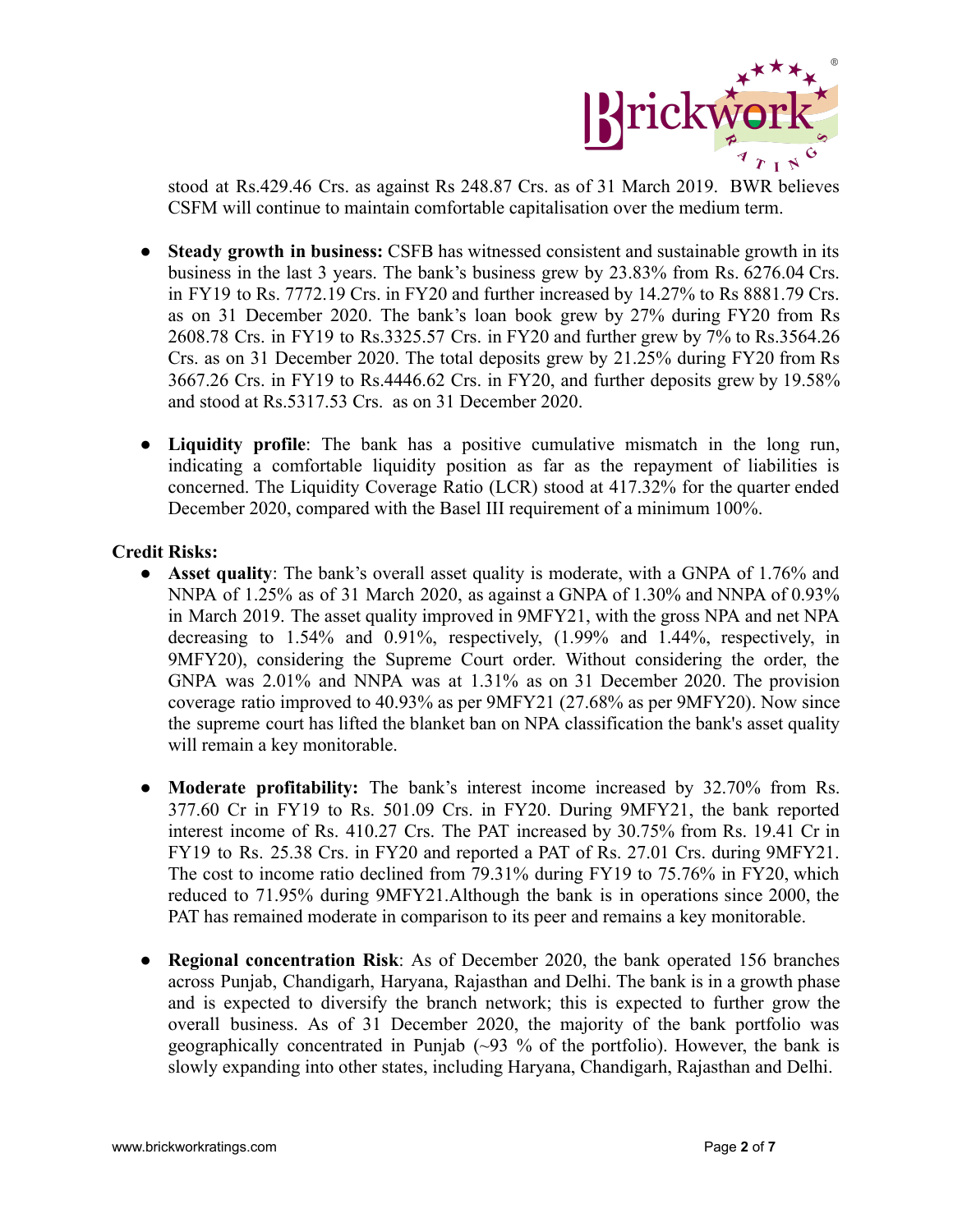stood at Rs.429.46 Crs. as against Rs 248.87 Crs. as of 31 March 2019. BWR believes CSFM will continue to maintain comfortable capitalisation over the medium term.

- **Steady growth in business:** CSFB has witnessed consistent and sustainable growth in its business in the last 3 years. The bank's business grew by 23.83% from Rs. 6276.04 Crs. in FY19 to Rs. 7772.19 Crs. in FY20 and further increased by 14.27% to Rs 8881.79 Crs. as on 31 December 2020. The bank's loan book grew by 27% during FY20 from Rs 2608.78 Crs. in FY19 to Rs.3325.57 Crs. in FY20 and further grew by 7% to Rs.3564.26 Crs. as on 31 December 2020. The total deposits grew by 21.25% during FY20 from Rs 3667.26 Crs. in FY19 to Rs.4446.62 Crs. in FY20, and further deposits grew by 19.58% and stood at Rs.5317.53 Crs. as on 31 December 2020.

- **Liquidity profile**: The bank has a positive cumulative mismatch in the long run, indicating a comfortable liquidity position as far as the repayment of liabilities is concerned. The Liquidity Coverage Ratio (LCR) stood at 417.32% for the quarter ended December 2020, compared with the Basel III requirement of a minimum 100%.

**Credit Risks:**

- **Asset quality**: The bank's overall asset quality is moderate, with a GNPA of 1.76% and NNPA of 1.25% as of 31 March 2020, as against a GNPA of 1.30% and NNPA of 0.93% in March 2019. The asset quality improved in 9MFY21, with the gross NPA and net NPA decreasing to 1.54% and 0.91%, respectively, (1.99% and 1.44%, respectively, in 9MFY20), considering the Supreme Court order. Without considering the order, the GNPA was 2.01% and NNPA was at 1.31% as on 31 December 2020. The provision coverage ratio improved to 40.93% as per 9MFY21 (27.68% as per 9MFY20). Now since the supreme court has lifted the blanket ban on NPA classification the bank's asset quality will remain a key monitorable.

- **Moderate profitability:** The bank's interest income increased by 32.70% from Rs. 377.60 Cr in FY19 to Rs. 501.09 Crs. in FY20. During 9MFY21, the bank reported interest income of Rs. 410.27 Crs. The PAT increased by 30.75% from Rs. 19.41 Cr in FY19 to Rs. 25.38 Crs. in FY20 and reported a PAT of Rs. 27.01 Crs. during 9MFY21. The cost to income ratio declined from 79.31% during FY19 to 75.76% in FY20, which reduced to 71.95% during 9MFY21.Although the bank is in operations since 2000, the PAT has remained moderate in comparison to its peer and remains a key monitorable.

- **Regional concentration Risk**: As of December 2020, the bank operated 156 branches across Punjab, Chandigarh, Haryana, Rajasthan and Delhi. The bank is in a growth phase and is expected to diversify the branch network; this is expected to further grow the overall business. As of 31 December 2020, the majority of the bank portfolio was geographically concentrated in Punjab (~93 % of the portfolio). However, the bank is slowly expanding into other states, including Haryana, Chandigarh, Rajasthan and Delhi.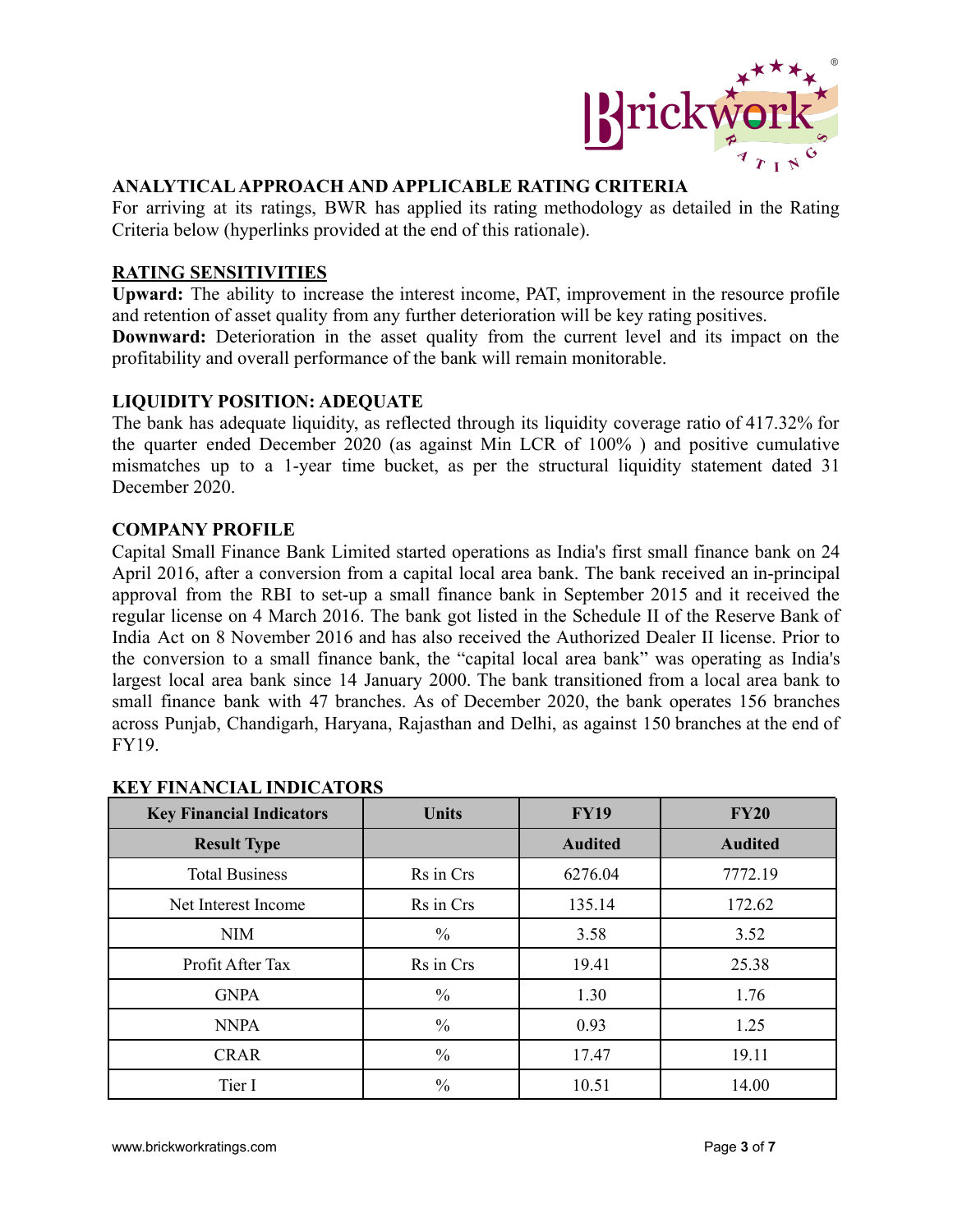## ANALYTICAL APPROACH AND APPLICABLE RATING CRITERIA

For arriving at its ratings, BWR has applied its rating methodology as detailed in the Rating Criteria below (hyperlinks provided at the end of this rationale).

## RATING SENSITIVITIES

**Upward:** The ability to increase the interest income, PAT, improvement in the resource profile and retention of asset quality from any further deterioration will be key rating positives.

**Downward:** Deterioration in the asset quality from the current level and its impact on the profitability and overall performance of the bank will remain monitorable.

## LIQUIDITY POSITION: ADEQUATE

The bank has adequate liquidity, as reflected through its liquidity coverage ratio of 417.32% for the quarter ended December 2020 (as against Min LCR of 100% ) and positive cumulative mismatches up to a 1-year time bucket, as per the structural liquidity statement dated 31 December 2020.

## COMPANY PROFILE

Capital Small Finance Bank Limited started operations as India's first small finance bank on 24 April 2016, after a conversion from a capital local area bank. The bank received an in-principal approval from the RBI to set-up a small finance bank in September 2015 and it received the regular license on 4 March 2016. The bank got listed in the Schedule II of the Reserve Bank of India Act on 8 November 2016 and has also received the Authorized Dealer II license. Prior to the conversion to a small finance bank, the "capital local area bank" was operating as India's largest local area bank since 14 January 2000. The bank transitioned from a local area bank to small finance bank with 47 branches. As of December 2020, the bank operates 156 branches across Punjab, Chandigarh, Haryana, Rajasthan and Delhi, as against 150 branches at the end of FY19.

## KEY FINANCIAL INDICATORS

| Key Financial Indicators | Units | FY19 | FY20 |
|---|---|---|---|
| **Result Type** | | **Audited** | **Audited** |
| Total Business | Rs in Crs | 6276.04 | 7772.19 |
| Net Interest Income | Rs in Crs | 135.14 | 172.62 |
| NIM | % | 3.58 | 3.52 |
| Profit After Tax | Rs in Crs | 19.41 | 25.38 |
| GNPA | % | 1.30 | 1.76 |
| NNPA | % | 0.93 | 1.25 |
| CRAR | % | 17.47 | 19.11 |
| Tier I | % | 10.51 | 14.00 |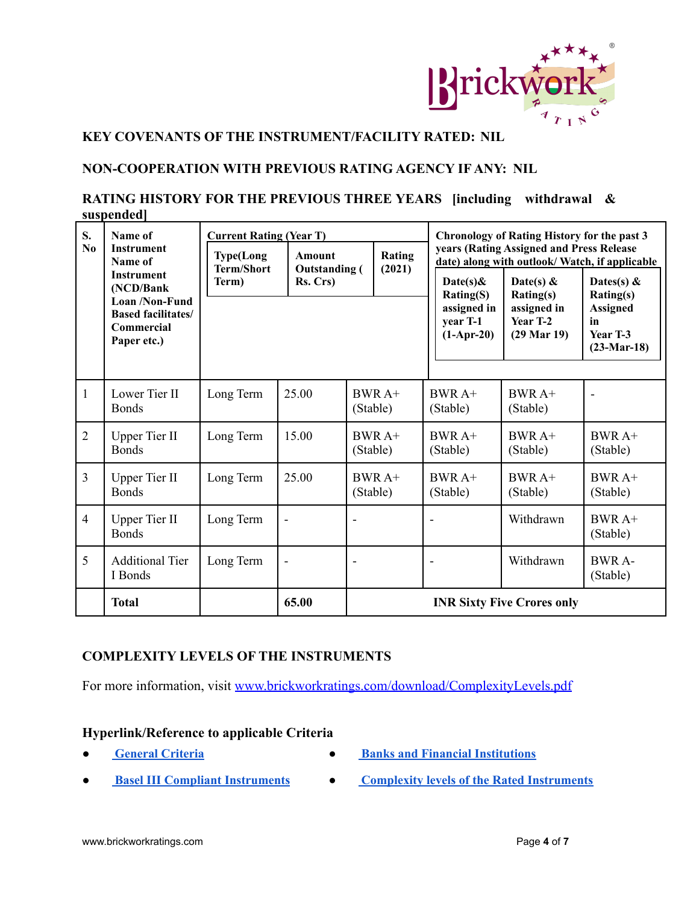**KEY COVENANTS OF THE INSTRUMENT/FACILITY RATED: NIL**

**NON-COOPERATION WITH PREVIOUS RATING AGENCY IF ANY: NIL**

**RATING HISTORY FOR THE PREVIOUS THREE YEARS [including withdrawal & suspended]**

| S. No | Name of Instrument Name of Instrument (NCD/Bank Loan /Non-Fund Based facilitates/ Commercial Paper etc.) | Current Rating (Year T) | | | Chronology of Rating History for the past 3 years (Rating Assigned and Press Release date) along with outlook/ Watch, if applicable | | |
|---|---|---|---|---|---|---|---|
| | | Type(Long Term/Short Term) | Amount Outstanding ( Rs. Crs) | Rating (2021) | Date(s)& Rating(S) assigned in year T-1 (1-Apr-20) | Date(s) & Rating(s) assigned in Year T-2 (29 Mar 19) | Dates(s) & Rating(s) Assigned in Year T-3 (23-Mar-18) |
| 1 | Lower Tier II Bonds | Long Term | 25.00 | BWR A+ (Stable) | BWR A+ (Stable) | BWR A+ (Stable) | - |
| 2 | Upper Tier II Bonds | Long Term | 15.00 | BWR A+ (Stable) | BWR A+ (Stable) | BWR A+ (Stable) | BWR A+ (Stable) |
| 3 | Upper Tier II Bonds | Long Term | 25.00 | BWR A+ (Stable) | BWR A+ (Stable) | BWR A+ (Stable) | BWR A+ (Stable) |
| 4 | Upper Tier II Bonds | Long Term | - | - | - | Withdrawn | BWR A+ (Stable) |
| 5 | Additional Tier I Bonds | Long Term | - | - | - | Withdrawn | BWR A- (Stable) |
| | **Total** | | **65.00** | **INR Sixty Five Crores only** | | | |

**COMPLEXITY LEVELS OF THE INSTRUMENTS**

For more information, visit www.brickworkratings.com/download/ComplexityLevels.pdf

**Hyperlink/Reference to applicable Criteria**

- **General Criteria**
- **Banks and Financial Institutions**
- **Basel III Compliant Instruments**
- **Complexity levels of the Rated Instruments**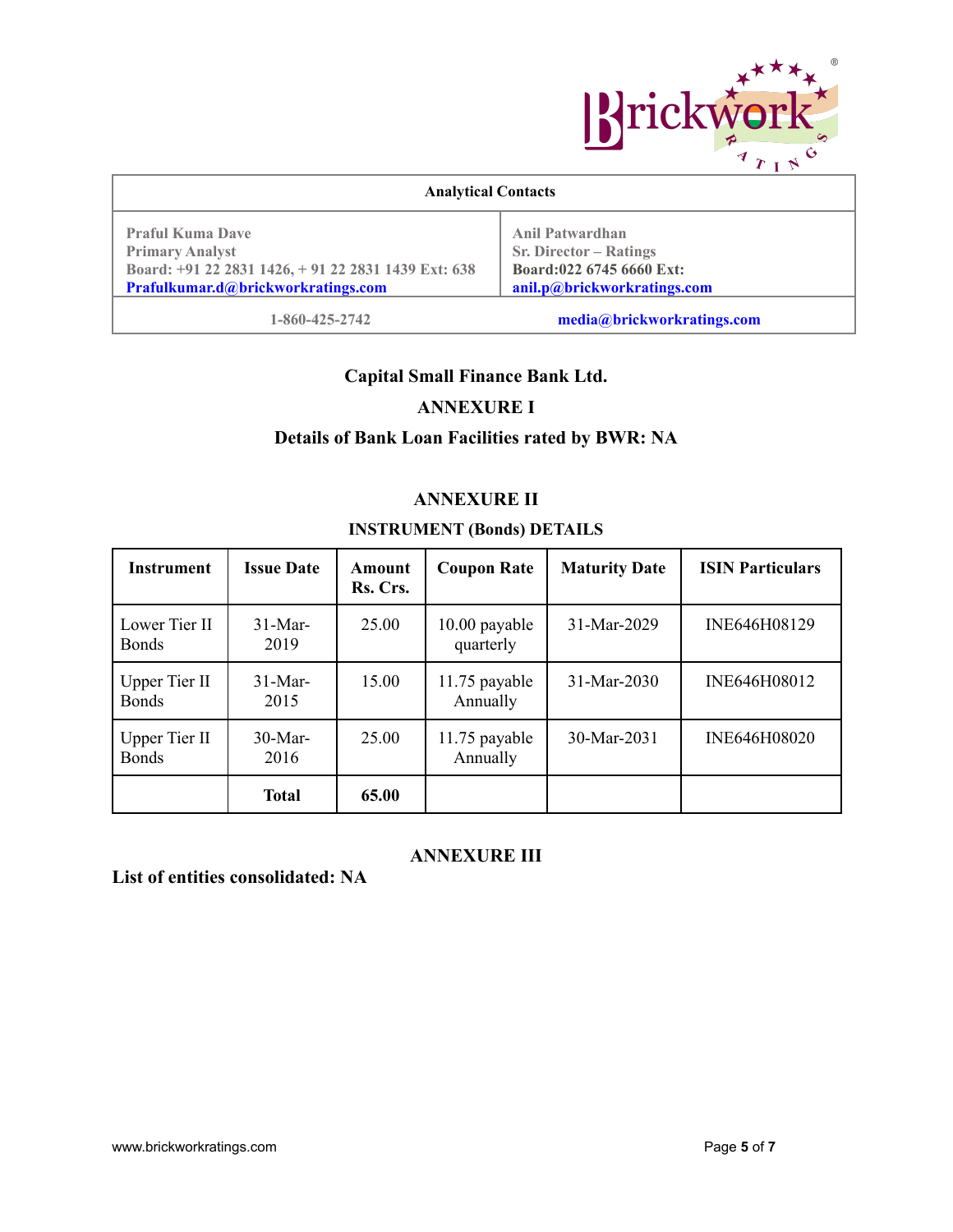| Analytical Contacts | |
|---|---|
| Praful Kuma Dave<br>Primary Analyst<br>Board: +91 22 2831 1426, + 91 22 2831 1439 Ext: 638<br>Prafulkumar.d@brickworkratings.com | Anil Patwardhan<br>Sr. Director – Ratings<br>Board:022 6745 6660 Ext:<br>anil.p@brickworkratings.com |
| 1-860-425-2742 | media@brickworkratings.com |

## Capital Small Finance Bank Ltd.

## ANNEXURE I

### Details of Bank Loan Facilities rated by BWR: NA

## ANNEXURE II

### INSTRUMENT (Bonds) DETAILS

| Instrument | Issue Date | Amount Rs. Crs. | Coupon Rate | Maturity Date | ISIN Particulars |
|---|---|---|---|---|---|
| Lower Tier II Bonds | 31-Mar-2019 | 25.00 | 10.00 payable quarterly | 31-Mar-2029 | INE646H08129 |
| Upper Tier II Bonds | 31-Mar-2015 | 15.00 | 11.75 payable Annually | 31-Mar-2030 | INE646H08012 |
| Upper Tier II Bonds | 30-Mar-2016 | 25.00 | 11.75 payable Annually | 30-Mar-2031 | INE646H08020 |
| | **Total** | **65.00** | | | |

## ANNEXURE III

**List of entities consolidated: NA**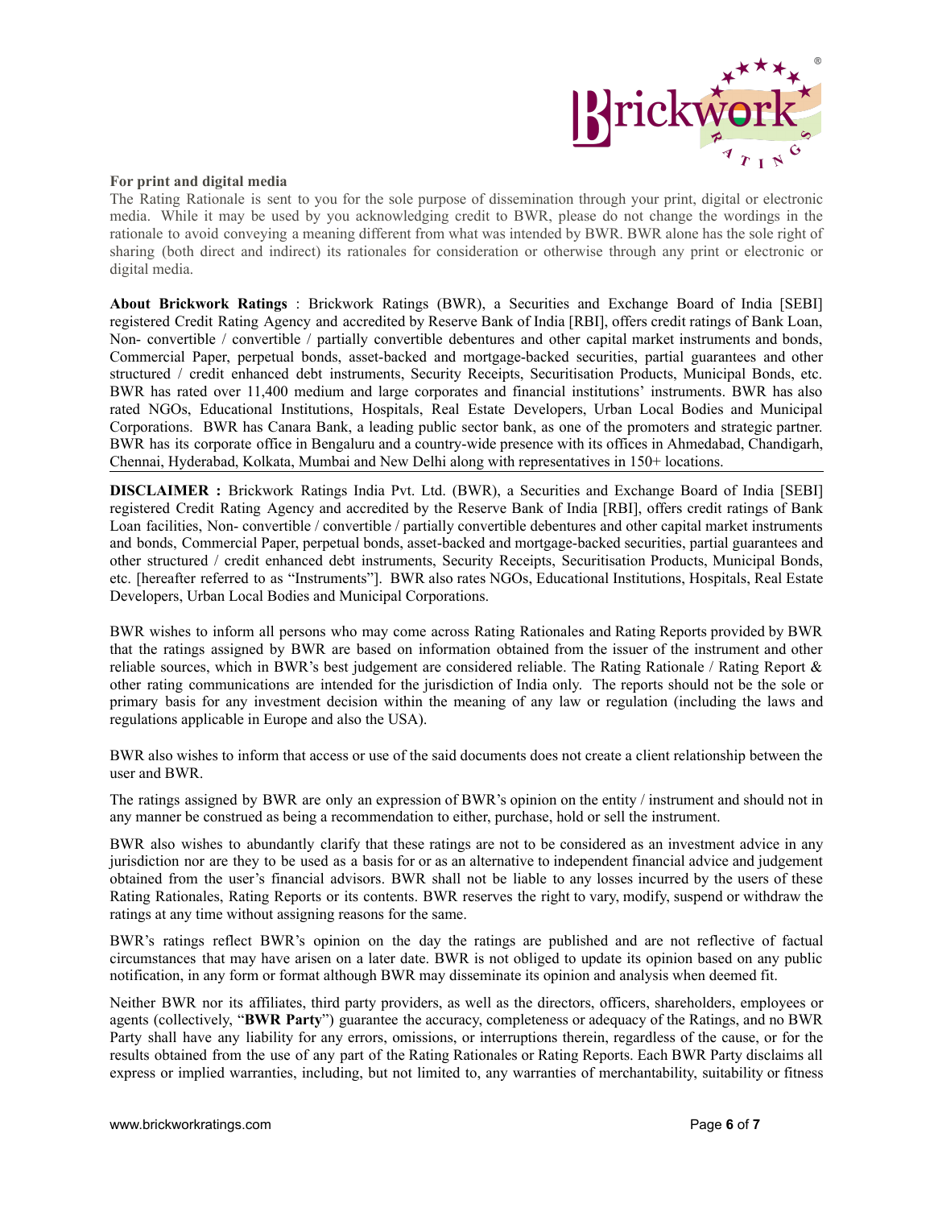**For print and digital media**

The Rating Rationale is sent to you for the sole purpose of dissemination through your print, digital or electronic media. While it may be used by you acknowledging credit to BWR, please do not change the wordings in the rationale to avoid conveying a meaning different from what was intended by BWR. BWR alone has the sole right of sharing (both direct and indirect) its rationales for consideration or otherwise through any print or electronic or digital media.

**About Brickwork Ratings** : Brickwork Ratings (BWR), a Securities and Exchange Board of India [SEBI] registered Credit Rating Agency and accredited by Reserve Bank of India [RBI], offers credit ratings of Bank Loan, Non- convertible / convertible / partially convertible debentures and other capital market instruments and bonds, Commercial Paper, perpetual bonds, asset-backed and mortgage-backed securities, partial guarantees and other structured / credit enhanced debt instruments, Security Receipts, Securitisation Products, Municipal Bonds, etc. BWR has rated over 11,400 medium and large corporates and financial institutions' instruments. BWR has also rated NGOs, Educational Institutions, Hospitals, Real Estate Developers, Urban Local Bodies and Municipal Corporations. BWR has Canara Bank, a leading public sector bank, as one of the promoters and strategic partner. BWR has its corporate office in Bengaluru and a country-wide presence with its offices in Ahmedabad, Chandigarh, Chennai, Hyderabad, Kolkata, Mumbai and New Delhi along with representatives in 150+ locations.

---

**DISCLAIMER :** Brickwork Ratings India Pvt. Ltd. (BWR), a Securities and Exchange Board of India [SEBI] registered Credit Rating Agency and accredited by the Reserve Bank of India [RBI], offers credit ratings of Bank Loan facilities, Non- convertible / convertible / partially convertible debentures and other capital market instruments and bonds, Commercial Paper, perpetual bonds, asset-backed and mortgage-backed securities, partial guarantees and other structured / credit enhanced debt instruments, Security Receipts, Securitisation Products, Municipal Bonds, etc. [hereafter referred to as "Instruments"]. BWR also rates NGOs, Educational Institutions, Hospitals, Real Estate Developers, Urban Local Bodies and Municipal Corporations.

BWR wishes to inform all persons who may come across Rating Rationales and Rating Reports provided by BWR that the ratings assigned by BWR are based on information obtained from the issuer of the instrument and other reliable sources, which in BWR's best judgement are considered reliable. The Rating Rationale / Rating Report & other rating communications are intended for the jurisdiction of India only. The reports should not be the sole or primary basis for any investment decision within the meaning of any law or regulation (including the laws and regulations applicable in Europe and also the USA).

BWR also wishes to inform that access or use of the said documents does not create a client relationship between the user and BWR.

The ratings assigned by BWR are only an expression of BWR's opinion on the entity / instrument and should not in any manner be construed as being a recommendation to either, purchase, hold or sell the instrument.

BWR also wishes to abundantly clarify that these ratings are not to be considered as an investment advice in any jurisdiction nor are they to be used as a basis for or as an alternative to independent financial advice and judgement obtained from the user's financial advisors. BWR shall not be liable to any losses incurred by the users of these Rating Rationales, Rating Reports or its contents. BWR reserves the right to vary, modify, suspend or withdraw the ratings at any time without assigning reasons for the same.

BWR's ratings reflect BWR's opinion on the day the ratings are published and are not reflective of factual circumstances that may have arisen on a later date. BWR is not obliged to update its opinion based on any public notification, in any form or format although BWR may disseminate its opinion and analysis when deemed fit.

Neither BWR nor its affiliates, third party providers, as well as the directors, officers, shareholders, employees or agents (collectively, "**BWR Party**") guarantee the accuracy, completeness or adequacy of the Ratings, and no BWR Party shall have any liability for any errors, omissions, or interruptions therein, regardless of the cause, or for the results obtained from the use of any part of the Rating Rationales or Rating Reports. Each BWR Party disclaims all express or implied warranties, including, but not limited to, any warranties of merchantability, suitability or fitness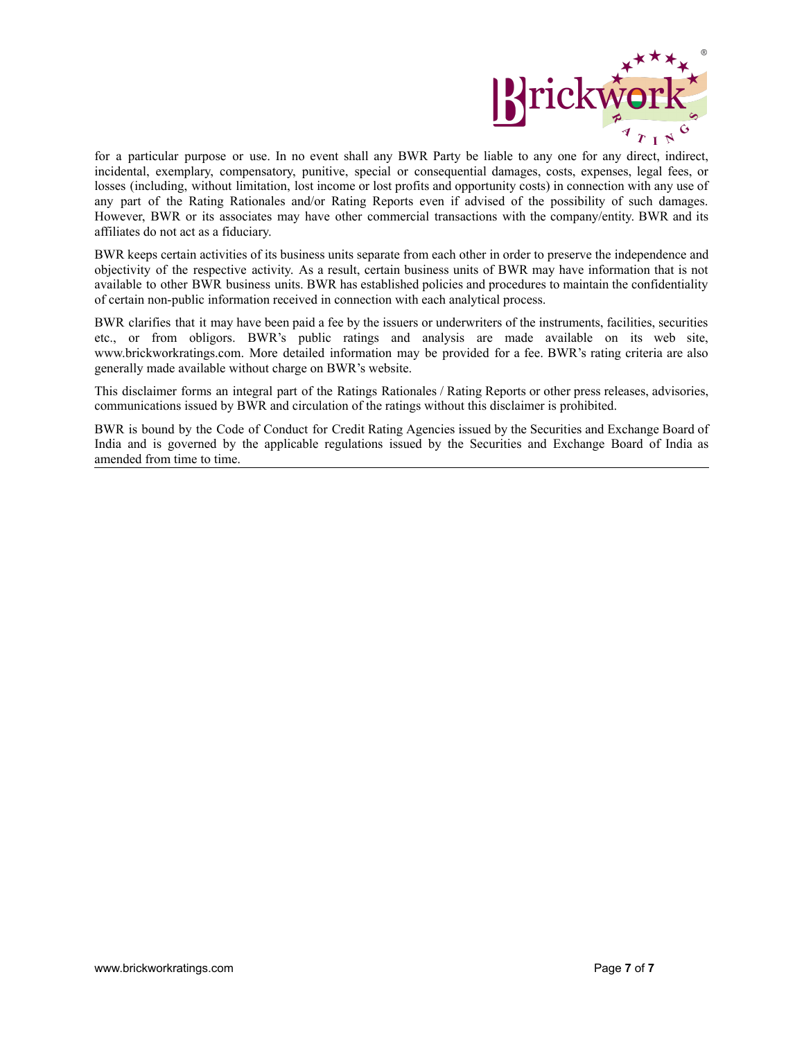for a particular purpose or use. In no event shall any BWR Party be liable to any one for any direct, indirect, incidental, exemplary, compensatory, punitive, special or consequential damages, costs, expenses, legal fees, or losses (including, without limitation, lost income or lost profits and opportunity costs) in connection with any use of any part of the Rating Rationales and/or Rating Reports even if advised of the possibility of such damages. However, BWR or its associates may have other commercial transactions with the company/entity. BWR and its affiliates do not act as a fiduciary.

BWR keeps certain activities of its business units separate from each other in order to preserve the independence and objectivity of the respective activity. As a result, certain business units of BWR may have information that is not available to other BWR business units. BWR has established policies and procedures to maintain the confidentiality of certain non-public information received in connection with each analytical process.

BWR clarifies that it may have been paid a fee by the issuers or underwriters of the instruments, facilities, securities etc., or from obligors. BWR's public ratings and analysis are made available on its web site, www.brickworkratings.com. More detailed information may be provided for a fee. BWR's rating criteria are also generally made available without charge on BWR's website.

This disclaimer forms an integral part of the Ratings Rationales / Rating Reports or other press releases, advisories, communications issued by BWR and circulation of the ratings without this disclaimer is prohibited.

BWR is bound by the Code of Conduct for Credit Rating Agencies issued by the Securities and Exchange Board of India and is governed by the applicable regulations issued by the Securities and Exchange Board of India as amended from time to time.